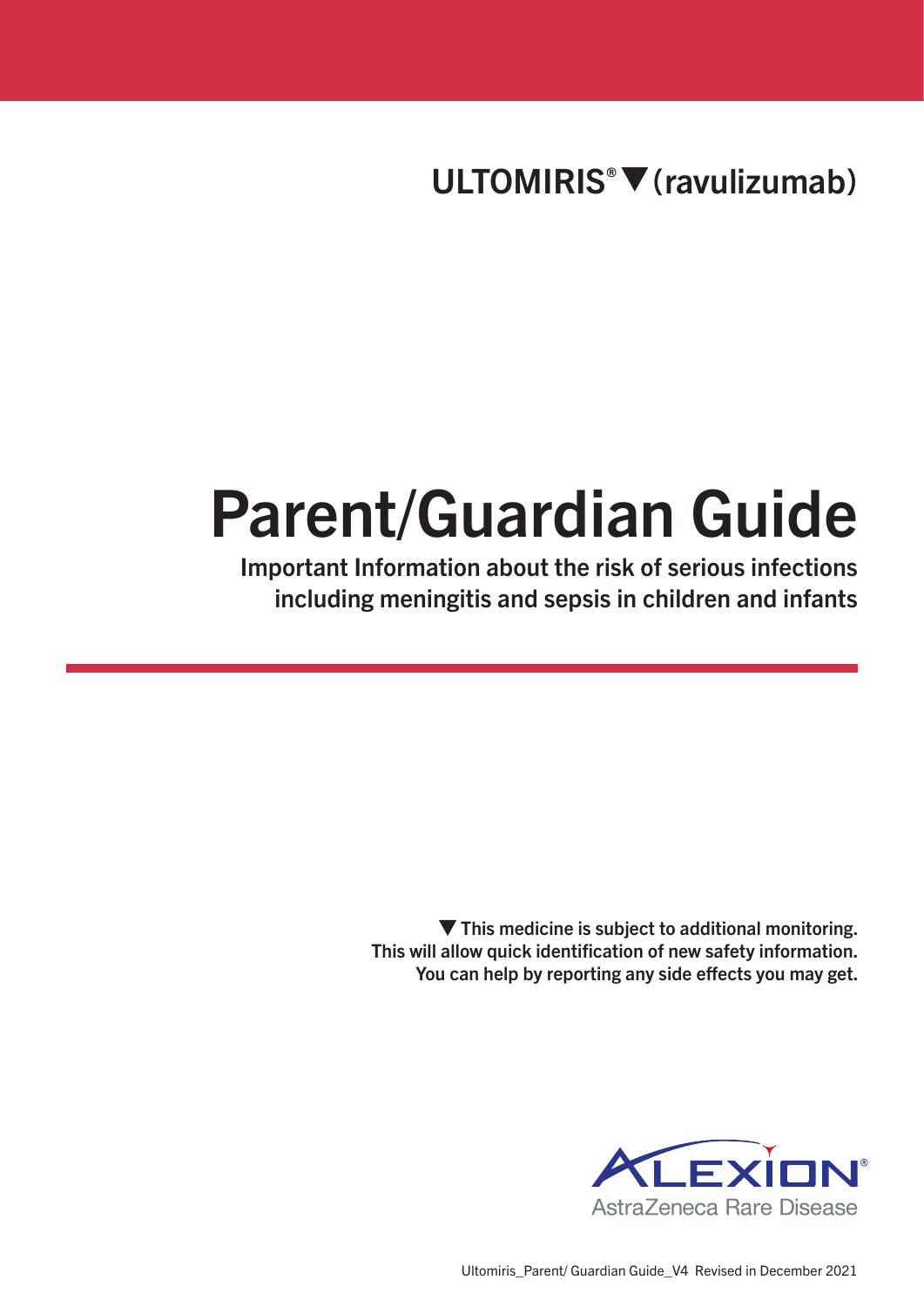**ULTOMIRIS® ▼ (ravulizumab)**

# Parent/Guardian Guide

**Important Information about the risk of serious infections including meningitis and sepsis in children and infants**

**▼ This medicine is subject to additional monitoring. This will allow quick identification of new safety information. You can help by reporting any side effects you may get.**

ALEXION®
AstraZeneca Rare Disease

Ultomiris_Parent/ Guardian Guide_V4 Revised in December 2021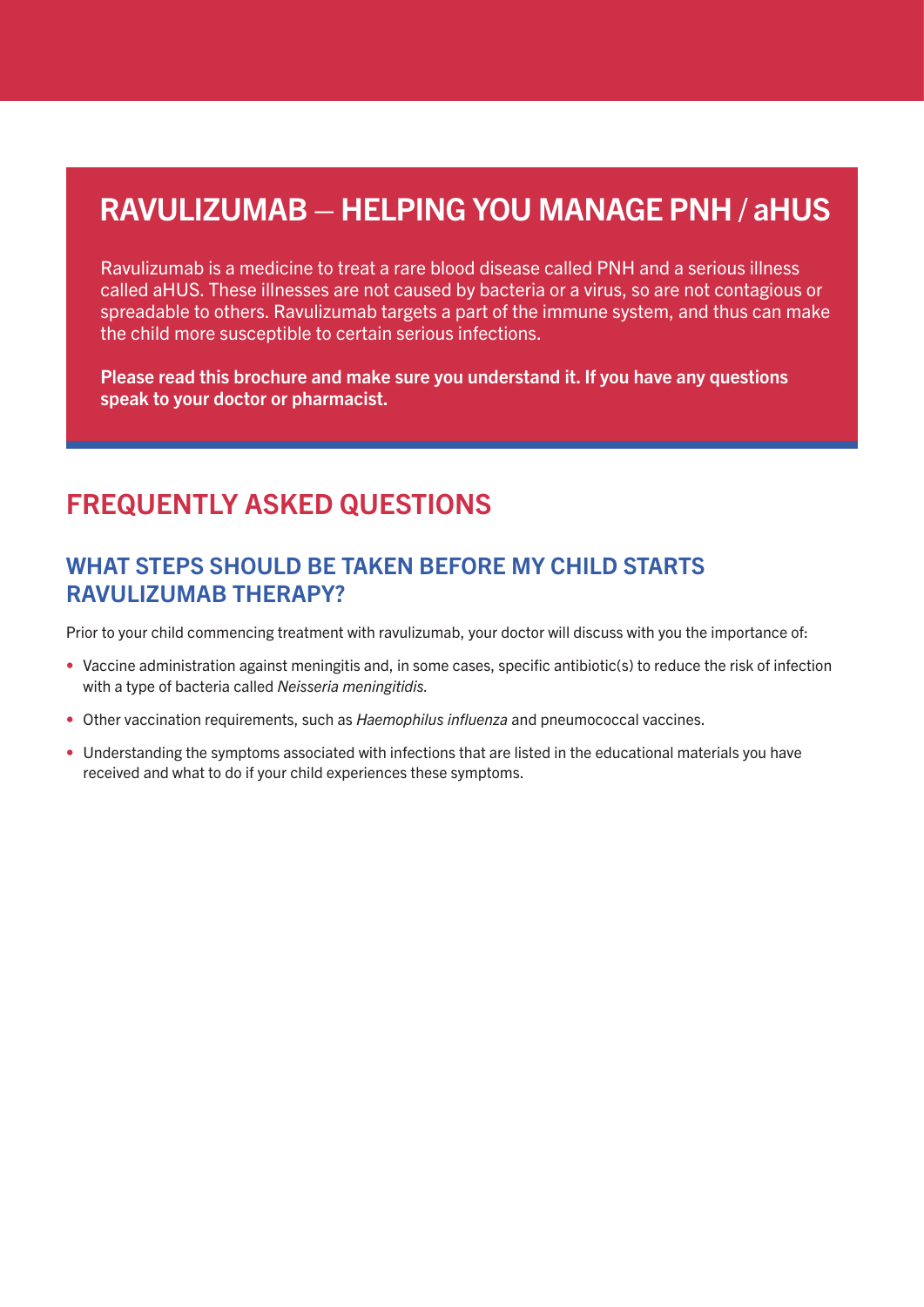# RAVULIZUMAB – HELPING YOU MANAGE PNH / aHUS

Ravulizumab is a medicine to treat a rare blood disease called PNH and a serious illness called aHUS. These illnesses are not caused by bacteria or a virus, so are not contagious or spreadable to others. Ravulizumab targets a part of the immune system, and thus can make the child more susceptible to certain serious infections.

**Please read this brochure and make sure you understand it. If you have any questions speak to your doctor or pharmacist.**

## FREQUENTLY ASKED QUESTIONS

### WHAT STEPS SHOULD BE TAKEN BEFORE MY CHILD STARTS RAVULIZUMAB THERAPY?

Prior to your child commencing treatment with ravulizumab, your doctor will discuss with you the importance of:

- Vaccine administration against meningitis and, in some cases, specific antibiotic(s) to reduce the risk of infection with a type of bacteria called *Neisseria meningitidis.*
- Other vaccination requirements, such as *Haemophilus influenza* and pneumococcal vaccines.
- Understanding the symptoms associated with infections that are listed in the educational materials you have received and what to do if your child experiences these symptoms.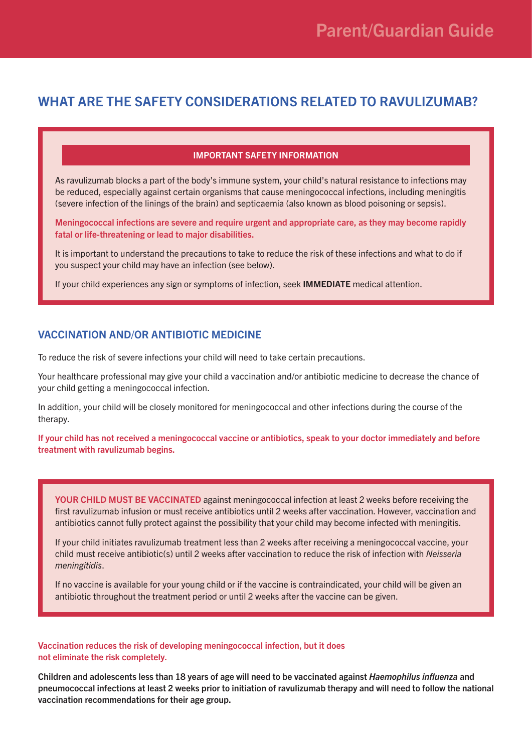## WHAT ARE THE SAFETY CONSIDERATIONS RELATED TO RAVULIZUMAB?

**IMPORTANT SAFETY INFORMATION**

As ravulizumab blocks a part of the body's immune system, your child's natural resistance to infections may be reduced, especially against certain organisms that cause meningococcal infections, including meningitis (severe infection of the linings of the brain) and septicaemia (also known as blood poisoning or sepsis).

**Meningococcal infections are severe and require urgent and appropriate care, as they may become rapidly fatal or life-threatening or lead to major disabilities.**

It is important to understand the precautions to take to reduce the risk of these infections and what to do if you suspect your child may have an infection (see below).

If your child experiences any sign or symptoms of infection, seek **IMMEDIATE** medical attention.

### VACCINATION AND/OR ANTIBIOTIC MEDICINE

To reduce the risk of severe infections your child will need to take certain precautions.

Your healthcare professional may give your child a vaccination and/or antibiotic medicine to decrease the chance of your child getting a meningococcal infection.

In addition, your child will be closely monitored for meningococcal and other infections during the course of the therapy.

**If your child has not received a meningococcal vaccine or antibiotics, speak to your doctor immediately and before treatment with ravulizumab begins.**

**YOUR CHILD MUST BE VACCINATED** against meningococcal infection at least 2 weeks before receiving the first ravulizumab infusion or must receive antibiotics until 2 weeks after vaccination. However, vaccination and antibiotics cannot fully protect against the possibility that your child may become infected with meningitis.

If your child initiates ravulizumab treatment less than 2 weeks after receiving a meningococcal vaccine, your child must receive antibiotic(s) until 2 weeks after vaccination to reduce the risk of infection with *Neisseria meningitidis*.

If no vaccine is available for your young child or if the vaccine is contraindicated, your child will be given an antibiotic throughout the treatment period or until 2 weeks after the vaccine can be given.

**Vaccination reduces the risk of developing meningococcal infection, but it does not eliminate the risk completely.**

**Children and adolescents less than 18 years of age will need to be vaccinated against *Haemophilus influenza* and pneumococcal infections at least 2 weeks prior to initiation of ravulizumab therapy and will need to follow the national vaccination recommendations for their age group.**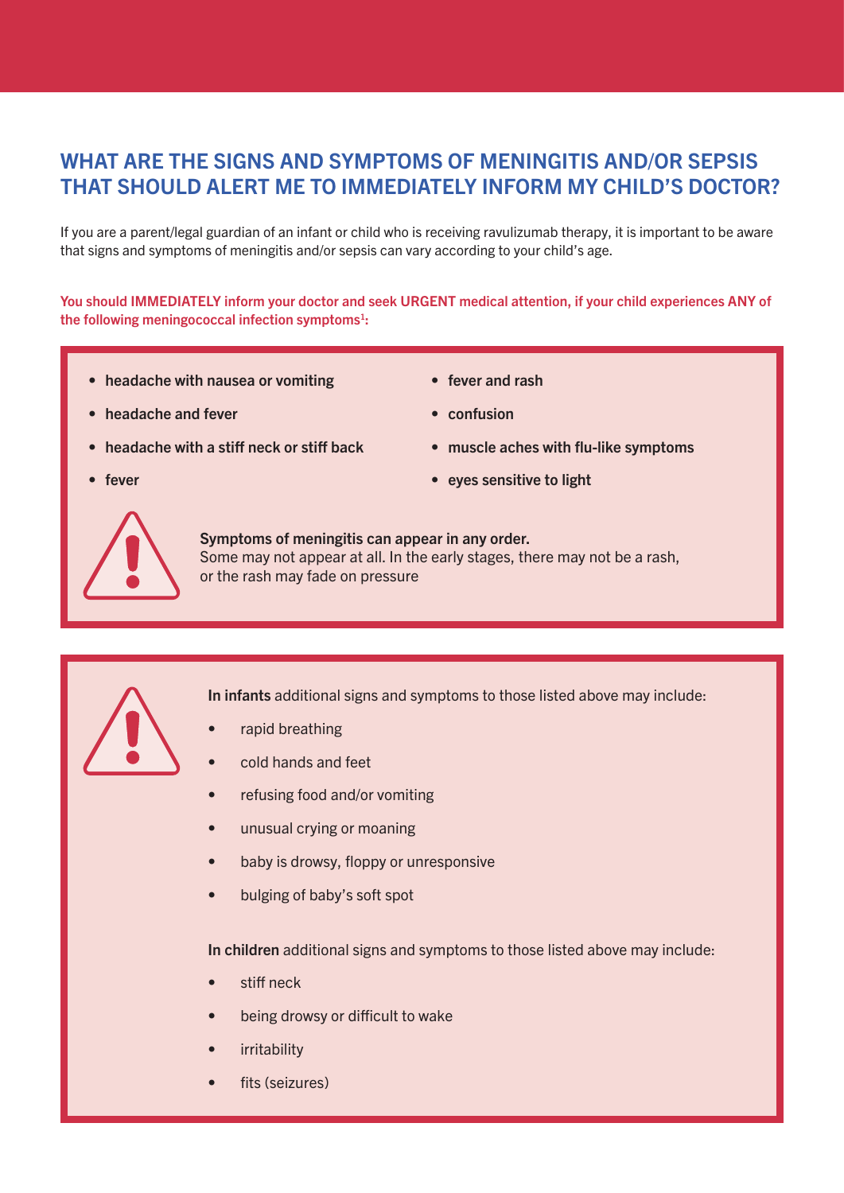## WHAT ARE THE SIGNS AND SYMPTOMS OF MENINGITIS AND/OR SEPSIS THAT SHOULD ALERT ME TO IMMEDIATELY INFORM MY CHILD'S DOCTOR?

If you are a parent/legal guardian of an infant or child who is receiving ravulizumab therapy, it is important to be aware that signs and symptoms of meningitis and/or sepsis can vary according to your child's age.

**You should IMMEDIATELY inform your doctor and seek URGENT medical attention, if your child experiences ANY of the following meningococcal infection symptoms[1]:**

- **headache with nausea or vomiting**
- **headache and fever**
- **headache with a stiff neck or stiff back**
- **fever**
- **fever and rash**
- **confusion**
- **muscle aches with flu-like symptoms**
- **eyes sensitive to light**

**Symptoms of meningitis can appear in any order.**
Some may not appear at all. In the early stages, there may not be a rash, or the rash may fade on pressure

**In infants** additional signs and symptoms to those listed above may include:

- rapid breathing
- cold hands and feet
- refusing food and/or vomiting
- unusual crying or moaning
- baby is drowsy, floppy or unresponsive
- bulging of baby's soft spot

**In children** additional signs and symptoms to those listed above may include:

- stiff neck
- being drowsy or difficult to wake
- irritability
- fits (seizures)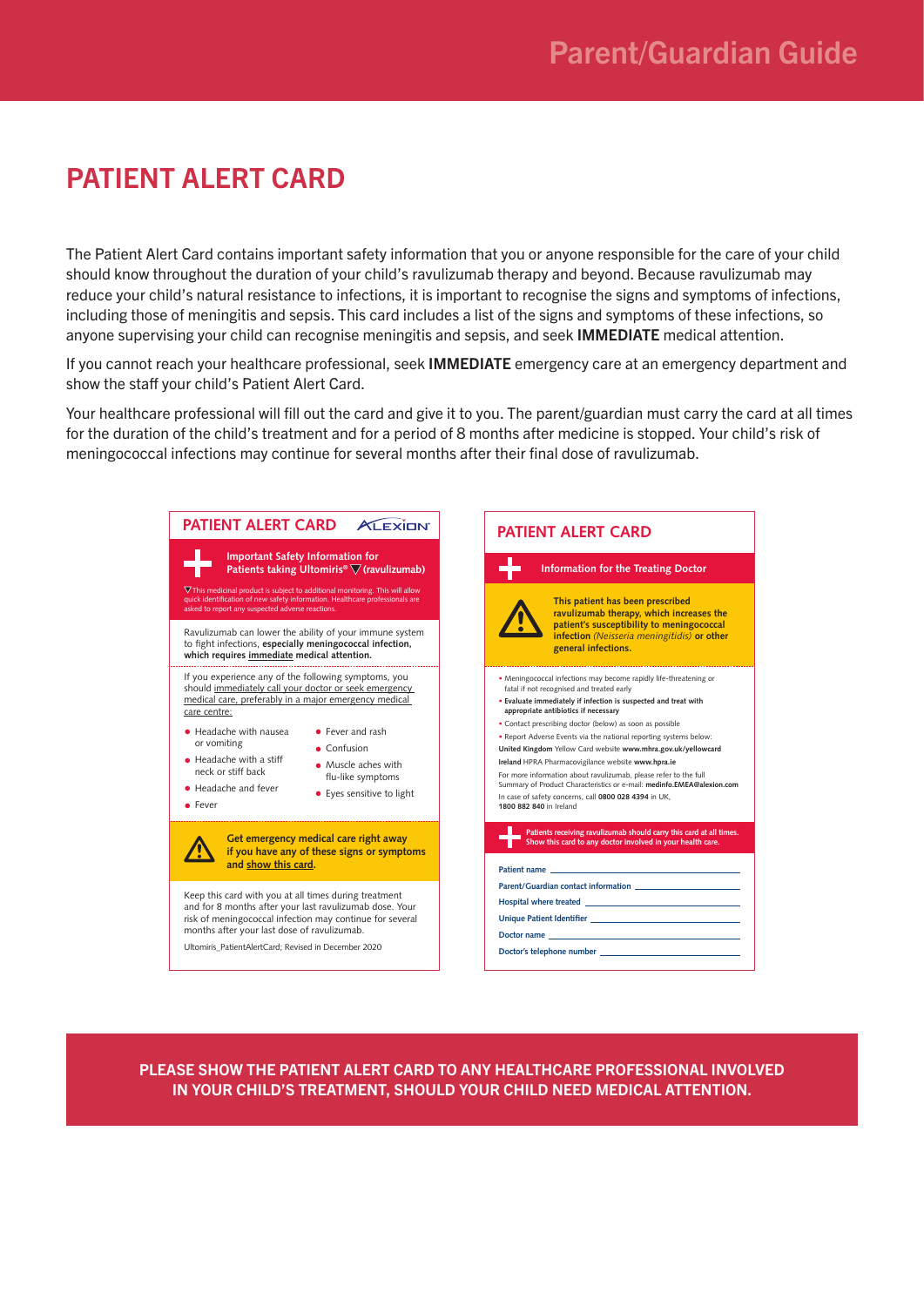# PATIENT ALERT CARD

The Patient Alert Card contains important safety information that you or anyone responsible for the care of your child should know throughout the duration of your child's ravulizumab therapy and beyond. Because ravulizumab may reduce your child's natural resistance to infections, it is important to recognise the signs and symptoms of infections, including those of meningitis and sepsis. This card includes a list of the signs and symptoms of these infections, so anyone supervising your child can recognise meningitis and sepsis, and seek **IMMEDIATE** medical attention.

If you cannot reach your healthcare professional, seek **IMMEDIATE** emergency care at an emergency department and show the staff your child's Patient Alert Card.

Your healthcare professional will fill out the card and give it to you. The parent/guardian must carry the card at all times for the duration of the child's treatment and for a period of 8 months after medicine is stopped. Your child's risk of meningococcal infections may continue for several months after their final dose of ravulizumab.

## PATIENT ALERT CARD

ALEXION

**Important Safety Information for Patients taking Ultomiris® ▼ (ravulizumab)**

▼This medicinal product is subject to additional monitoring. This will allow quick identification of new safety information. Healthcare professionals are asked to report any suspected adverse reactions.

Ravulizumab can lower the ability of your immune system to fight infections, **especially meningococcal infection, which requires immediate medical attention.**

If you experience any of the following symptoms, you should immediately call your doctor or seek emergency medical care, preferably in a major emergency medical care centre:

- Headache with nausea or vomiting
- Headache with a stiff neck or stiff back
- Headache and fever
- Fever
- Fever and rash
- Confusion
- Muscle aches with flu-like symptoms
- Eyes sensitive to light

**Get emergency medical care right away if you have any of these signs or symptoms and show this card.**

Keep this card with you at all times during treatment and for 8 months after your last ravulizumab dose. Your risk of meningococcal infection may continue for several months after your last dose of ravulizumab.

Ultomiris_PatientAlertCard; Revised in December 2020

## PATIENT ALERT CARD

**Information for the Treating Doctor**

**This patient has been prescribed ravulizumab therapy, which increases the patient's susceptibility to meningococcal infection** *(Neisseria meningitidis)* **or other general infections.**

- Meningococcal infections may become rapidly life-threatening or fatal if not recognised and treated early
- **Evaluate immediately if infection is suspected and treat with appropriate antibiotics if necessary**
- Contact prescribing doctor (below) as soon as possible
- Report Adverse Events via the national reporting systems below:

**United Kingdom** Yellow Card website **www.mhra.gov.uk/yellowcard**

**Ireland** HPRA Pharmacovigilance website **www.hpra.ie**

For more information about ravulizumab, please refer to the full Summary of Product Characteristics or e-mail: **medinfo.EMEA@alexion.com**

In case of safety concerns, call **0800 028 4394** in UK, **1800 882 840** in Ireland

**Patients receiving ravulizumab should carry this card at all times. Show this card to any doctor involved in your health care.**

Patient name ______

Parent/Guardian contact information ______

Hospital where treated ______

Unique Patient Identifier ______

Doctor name ______

Doctor's telephone number ______

**PLEASE SHOW THE PATIENT ALERT CARD TO ANY HEALTHCARE PROFESSIONAL INVOLVED IN YOUR CHILD'S TREATMENT, SHOULD YOUR CHILD NEED MEDICAL ATTENTION.**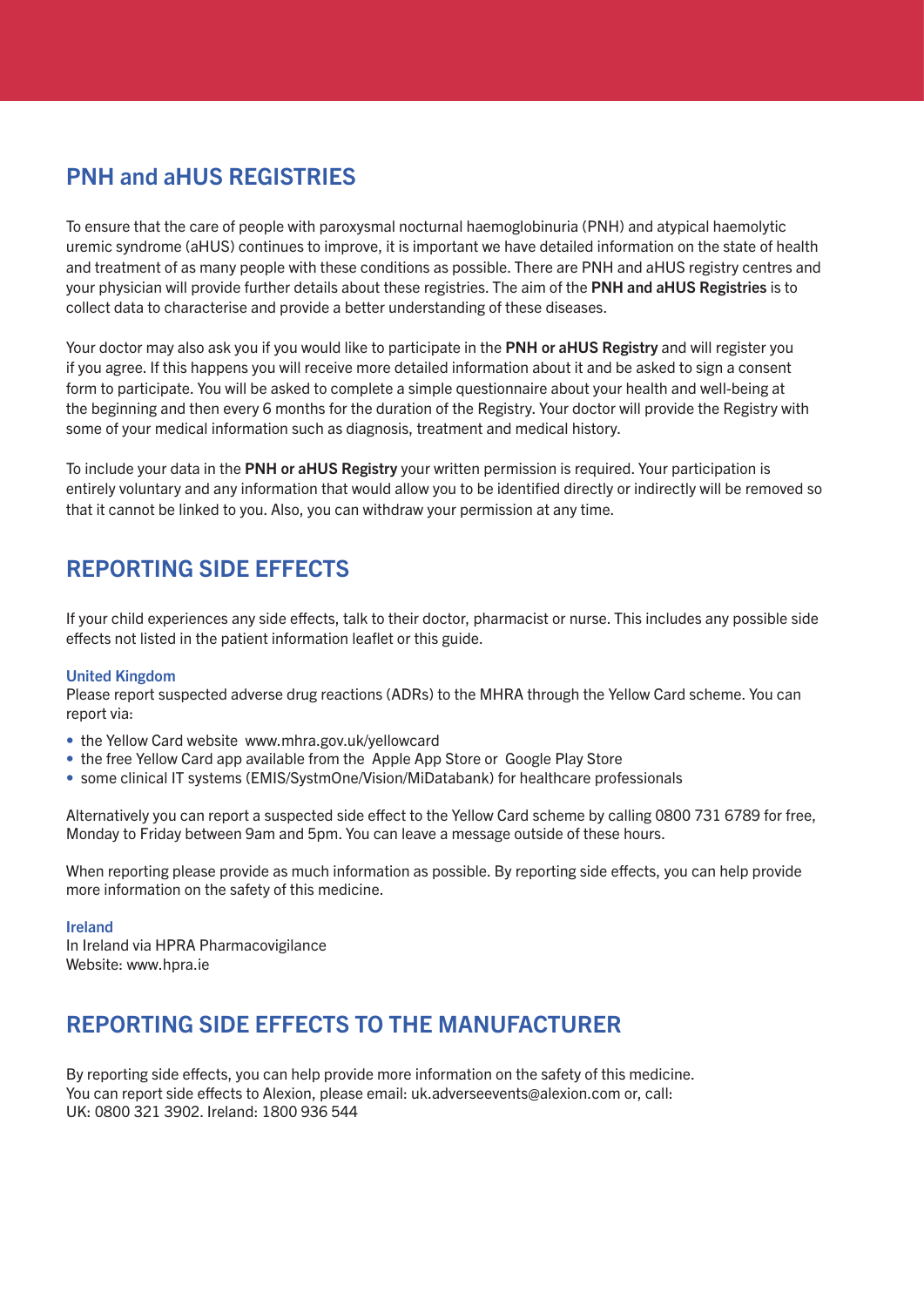## PNH and aHUS REGISTRIES

To ensure that the care of people with paroxysmal nocturnal haemoglobinuria (PNH) and atypical haemolytic uremic syndrome (aHUS) continues to improve, it is important we have detailed information on the state of health and treatment of as many people with these conditions as possible. There are PNH and aHUS registry centres and your physician will provide further details about these registries. The aim of the **PNH and aHUS Registries** is to collect data to characterise and provide a better understanding of these diseases.

Your doctor may also ask you if you would like to participate in the **PNH or aHUS Registry** and will register you if you agree. If this happens you will receive more detailed information about it and be asked to sign a consent form to participate. You will be asked to complete a simple questionnaire about your health and well-being at the beginning and then every 6 months for the duration of the Registry. Your doctor will provide the Registry with some of your medical information such as diagnosis, treatment and medical history.

To include your data in the **PNH or aHUS Registry** your written permission is required. Your participation is entirely voluntary and any information that would allow you to be identified directly or indirectly will be removed so that it cannot be linked to you. Also, you can withdraw your permission at any time.

## REPORTING SIDE EFFECTS

If your child experiences any side effects, talk to their doctor, pharmacist or nurse. This includes any possible side effects not listed in the patient information leaflet or this guide.

### United Kingdom

Please report suspected adverse drug reactions (ADRs) to the MHRA through the Yellow Card scheme. You can report via:

- the Yellow Card website www.mhra.gov.uk/yellowcard
- the free Yellow Card app available from the Apple App Store or Google Play Store
- some clinical IT systems (EMIS/SystmOne/Vision/MiDatabank) for healthcare professionals

Alternatively you can report a suspected side effect to the Yellow Card scheme by calling 0800 731 6789 for free, Monday to Friday between 9am and 5pm. You can leave a message outside of these hours.

When reporting please provide as much information as possible. By reporting side effects, you can help provide more information on the safety of this medicine.

### Ireland

In Ireland via HPRA Pharmacovigilance
Website: www.hpra.ie

## REPORTING SIDE EFFECTS TO THE MANUFACTURER

By reporting side effects, you can help provide more information on the safety of this medicine.
You can report side effects to Alexion, please email: uk.adverseevents@alexion.com or, call:
UK: 0800 321 3902. Ireland: 1800 936 544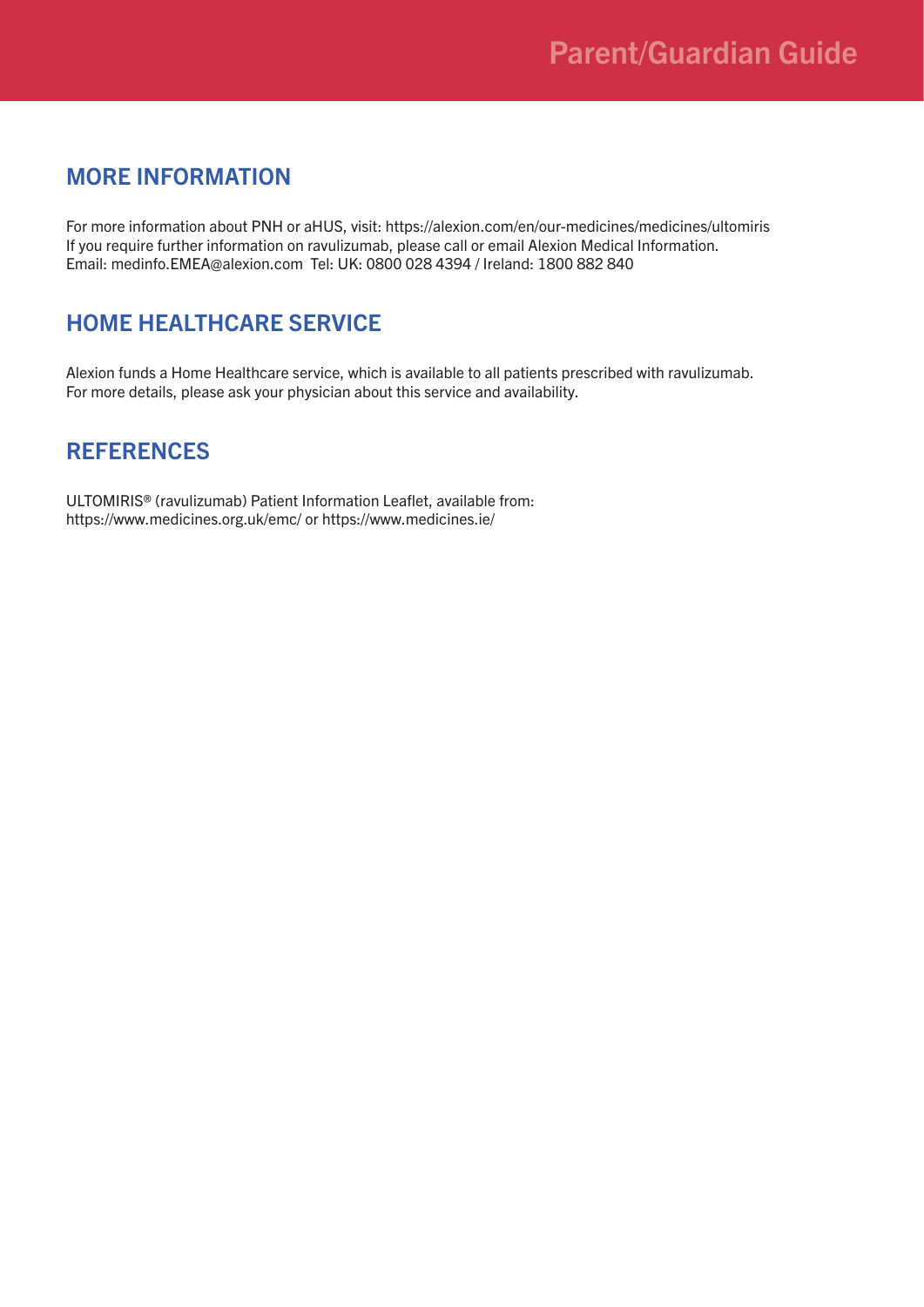## MORE INFORMATION

For more information about PNH or aHUS, visit: https://alexion.com/en/our-medicines/medicines/ultomiris
If you require further information on ravulizumab, please call or email Alexion Medical Information.
Email: medinfo.EMEA@alexion.com Tel: UK: 0800 028 4394 / Ireland: 1800 882 840

## HOME HEALTHCARE SERVICE

Alexion funds a Home Healthcare service, which is available to all patients prescribed with ravulizumab.
For more details, please ask your physician about this service and availability.

## REFERENCES

ULTOMIRIS® (ravulizumab) Patient Information Leaflet, available from:
https://www.medicines.org.uk/emc/ or https://www.medicines.ie/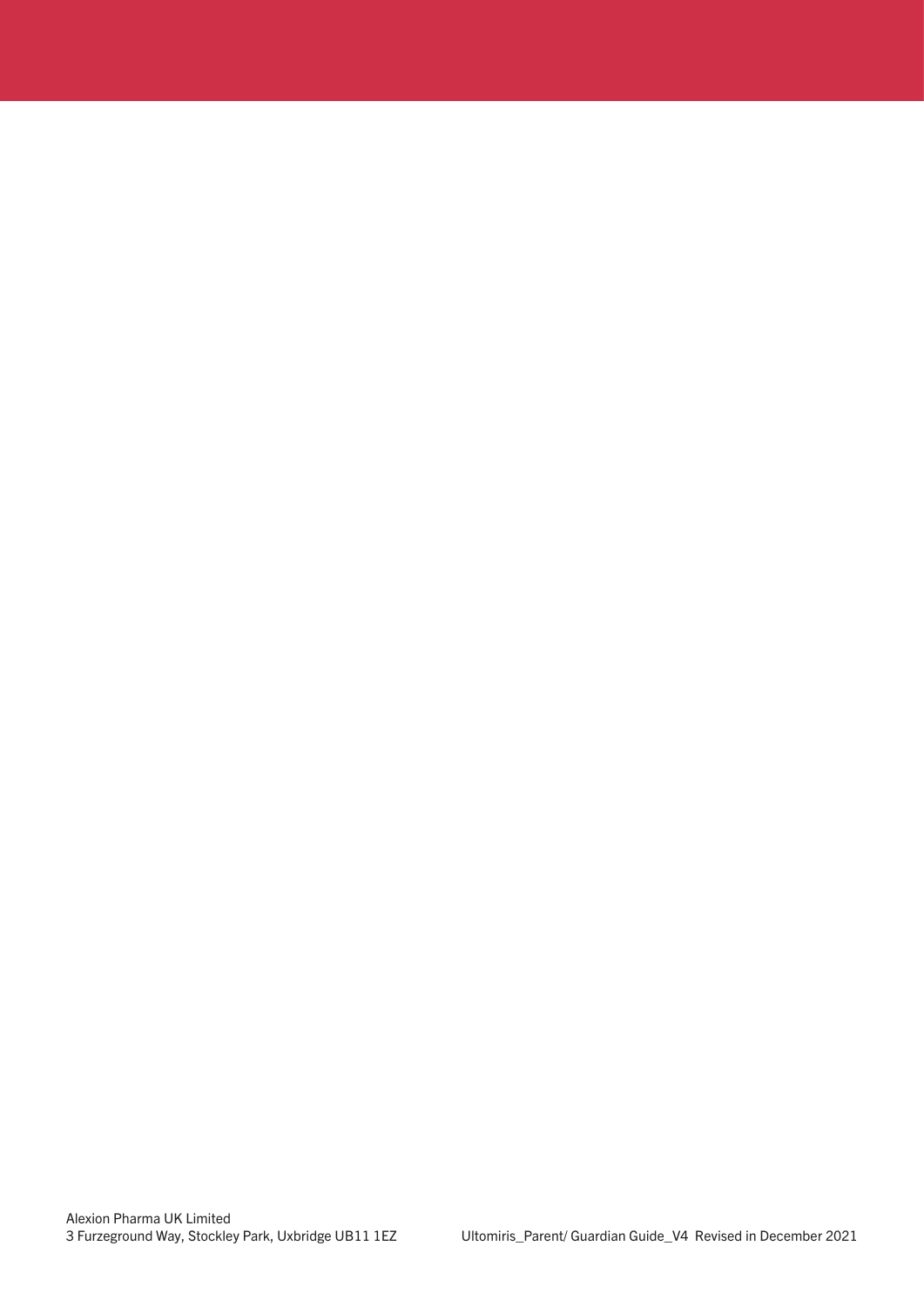Alexion Pharma UK Limited
3 Furzeground Way, Stockley Park, Uxbridge UB11 1EZ

Ultomiris_Parent/ Guardian Guide_V4 Revised in December 2021